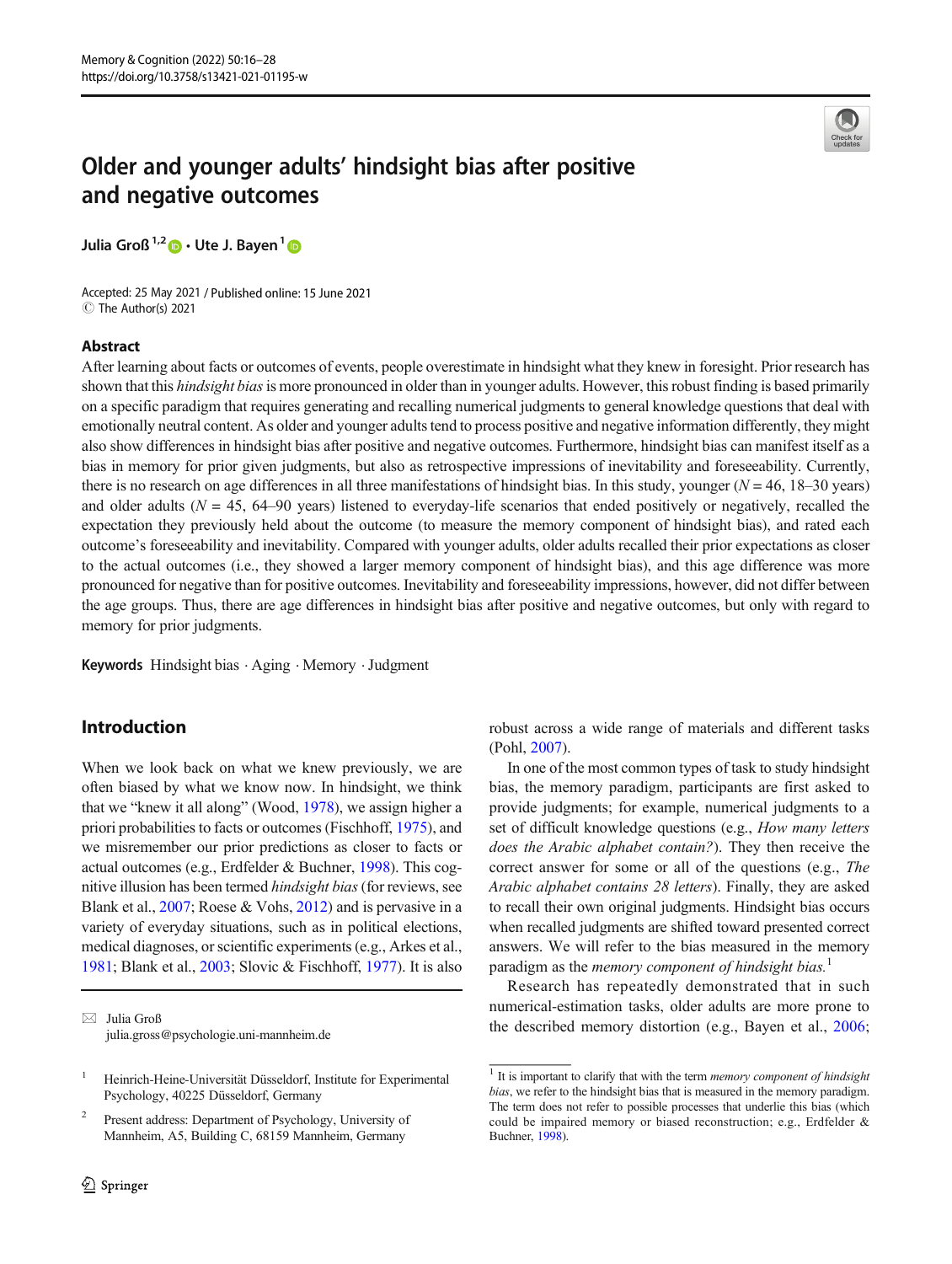# Older and younger adults' hindsight bias after positive and negative outcomes

**Julia Groß**[1,2] · **Ute J. Bayen**[1]

Accepted: 25 May 2021 / Published online: 15 June 2021
© The Author(s) 2021

## Abstract

After learning about facts or outcomes of events, people overestimate in hindsight what they knew in foresight. Prior research has shown that this *hindsight bias* is more pronounced in older than in younger adults. However, this robust finding is based primarily on a specific paradigm that requires generating and recalling numerical judgments to general knowledge questions that deal with emotionally neutral content. As older and younger adults tend to process positive and negative information differently, they might also show differences in hindsight bias after positive and negative outcomes. Furthermore, hindsight bias can manifest itself as a bias in memory for prior given judgments, but also as retrospective impressions of inevitability and foreseeability. Currently, there is no research on age differences in all three manifestations of hindsight bias. In this study, younger ($N = 46$, 18–30 years) and older adults ($N = 45$, 64–90 years) listened to everyday-life scenarios that ended positively or negatively, recalled the expectation they previously held about the outcome (to measure the memory component of hindsight bias), and rated each outcome's foreseeability and inevitability. Compared with younger adults, older adults recalled their prior expectations as closer to the actual outcomes (i.e., they showed a larger memory component of hindsight bias), and this age difference was more pronounced for negative than for positive outcomes. Inevitability and foreseeability impressions, however, did not differ between the age groups. Thus, there are age differences in hindsight bias after positive and negative outcomes, but only with regard to memory for prior judgments.

**Keywords** Hindsight bias · Aging · Memory · Judgment

## Introduction

When we look back on what we knew previously, we are often biased by what we know now. In hindsight, we think that we "knew it all along" (Wood, 1978), we assign higher a priori probabilities to facts or outcomes (Fischhoff, 1975), and we misremember our prior predictions as closer to facts or actual outcomes (e.g., Erdfelder & Buchner, 1998). This cognitive illusion has been termed *hindsight bias* (for reviews, see Blank et al., 2007; Roese & Vohs, 2012) and is pervasive in a variety of everyday situations, such as in political elections, medical diagnoses, or scientific experiments (e.g., Arkes et al., 1981; Blank et al., 2003; Slovic & Fischhoff, 1977). It is also robust across a wide range of materials and different tasks (Pohl, 2007).

In one of the most common types of task to study hindsight bias, the memory paradigm, participants are first asked to provide judgments; for example, numerical judgments to a set of difficult knowledge questions (e.g., *How many letters does the Arabic alphabet contain?*). They then receive the correct answer for some or all of the questions (e.g., *The Arabic alphabet contains 28 letters*). Finally, they are asked to recall their own original judgments. Hindsight bias occurs when recalled judgments are shifted toward presented correct answers. We will refer to the bias measured in the memory paradigm as the *memory component of hindsight bias.*[1]

Research has repeatedly demonstrated that in such numerical-estimation tasks, older adults are more prone to the described memory distortion (e.g., Bayen et al., 2006;

✉ Julia Groß
julia.gross@psychologie.uni-mannheim.de

[1] Heinrich-Heine-Universität Düsseldorf, Institute for Experimental Psychology, 40225 Düsseldorf, Germany

[2] Present address: Department of Psychology, University of Mannheim, A5, Building C, 68159 Mannheim, Germany

[1] It is important to clarify that with the term *memory component of hindsight bias*, we refer to the hindsight bias that is measured in the memory paradigm. The term does not refer to possible processes that underlie this bias (which could be impaired memory or biased reconstruction; e.g., Erdfelder & Buchner, 1998).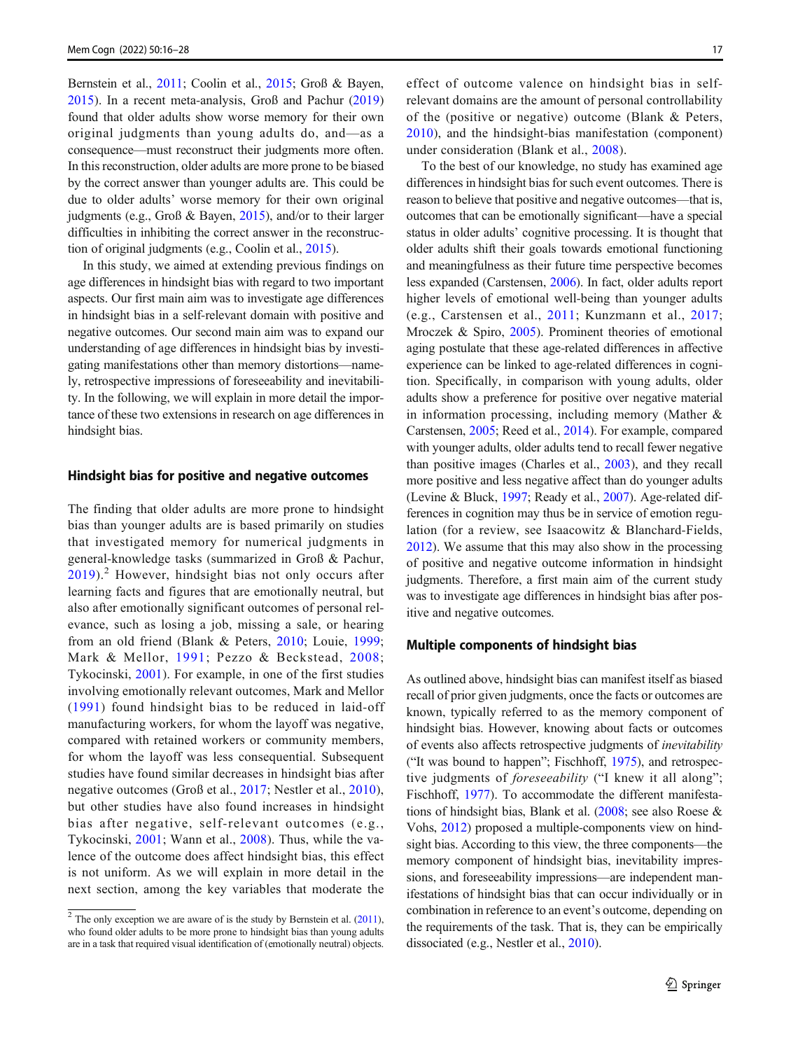Bernstein et al., 2011; Coolin et al., 2015; Groß & Bayen, 2015). In a recent meta-analysis, Groß and Pachur (2019) found that older adults show worse memory for their own original judgments than young adults do, and—as a consequence—must reconstruct their judgments more often. In this reconstruction, older adults are more prone to be biased by the correct answer than younger adults are. This could be due to older adults' worse memory for their original judgments (e.g., Groß & Bayen, 2015), and/or to their larger difficulties in inhibiting the correct answer in the reconstruction of original judgments (e.g., Coolin et al., 2015).

In this study, we aimed at extending previous findings on age differences in hindsight bias with regard to two important aspects. Our first main aim was to investigate age differences in hindsight bias in a self-relevant domain with positive and negative outcomes. Our second main aim was to expand our understanding of age differences in hindsight bias by investigating manifestations other than memory distortions—namely, retrospective impressions of foreseeability and inevitability. In the following, we will explain in more detail the importance of these two extensions in research on age differences in hindsight bias.

### Hindsight bias for positive and negative outcomes

The finding that older adults are more prone to hindsight bias than younger adults are is based primarily on studies that investigated memory for numerical judgments in general-knowledge tasks (summarized in Groß & Pachur, 2019).[2] However, hindsight bias not only occurs after learning facts and figures that are emotionally neutral, but also after emotionally significant outcomes of personal relevance, such as losing a job, missing a sale, or hearing from an old friend (Blank & Peters, 2010; Louie, 1999; Mark & Mellor, 1991; Pezzo & Beckstead, 2008; Tykocinski, 2001). For example, in one of the first studies involving emotionally relevant outcomes, Mark and Mellor (1991) found hindsight bias to be reduced in laid-off manufacturing workers, for whom the layoff was negative, compared with retained workers or community members, for whom the layoff was less consequential. Subsequent studies have found similar decreases in hindsight bias after negative outcomes (Groß et al., 2017; Nestler et al., 2010), but other studies have also found increases in hindsight bias after negative, self-relevant outcomes (e.g., Tykocinski, 2001; Wann et al., 2008). Thus, while the valence of the outcome does affect hindsight bias, this effect is not uniform. As we will explain in more detail in the next section, among the key variables that moderate the effect of outcome valence on hindsight bias in self-relevant domains are the amount of personal controllability of the (positive or negative) outcome (Blank & Peters, 2010), and the hindsight-bias manifestation (component) under consideration (Blank et al., 2008).

To the best of our knowledge, no study has examined age differences in hindsight bias for such event outcomes. There is reason to believe that positive and negative outcomes—that is, outcomes that can be emotionally significant—have a special status in older adults' cognitive processing. It is thought that older adults shift their goals towards emotional functioning and meaningfulness as their future time perspective becomes less expanded (Carstensen, 2006). In fact, older adults report higher levels of emotional well-being than younger adults (e.g., Carstensen et al., 2011; Kunzmann et al., 2017; Mroczek & Spiro, 2005). Prominent theories of emotional aging postulate that these age-related differences in affective experience can be linked to age-related differences in cognition. Specifically, in comparison with young adults, older adults show a preference for positive over negative material in information processing, including memory (Mather & Carstensen, 2005; Reed et al., 2014). For example, compared with younger adults, older adults tend to recall fewer negative than positive images (Charles et al., 2003), and they recall more positive and less negative affect than do younger adults (Levine & Bluck, 1997; Ready et al., 2007). Age-related differences in cognition may thus be in service of emotion regulation (for a review, see Isaacowitz & Blanchard-Fields, 2012). We assume that this may also show in the processing of positive and negative outcome information in hindsight judgments. Therefore, a first main aim of the current study was to investigate age differences in hindsight bias after positive and negative outcomes.

### Multiple components of hindsight bias

As outlined above, hindsight bias can manifest itself as biased recall of prior given judgments, once the facts or outcomes are known, typically referred to as the memory component of hindsight bias. However, knowing about facts or outcomes of events also affects retrospective judgments of *inevitability* ("It was bound to happen"; Fischhoff, 1975), and retrospective judgments of *foreseeability* ("I knew it all along"; Fischhoff, 1977). To accommodate the different manifestations of hindsight bias, Blank et al. (2008; see also Roese & Vohs, 2012) proposed a multiple-components view on hindsight bias. According to this view, the three components—the memory component of hindsight bias, inevitability impressions, and foreseeability impressions—are independent manifestations of hindsight bias that can occur individually or in combination in reference to an event's outcome, depending on the requirements of the task. That is, they can be empirically dissociated (e.g., Nestler et al., 2010).

[2] The only exception we are aware of is the study by Bernstein et al. (2011), who found older adults to be more prone to hindsight bias than young adults are in a task that required visual identification of (emotionally neutral) objects.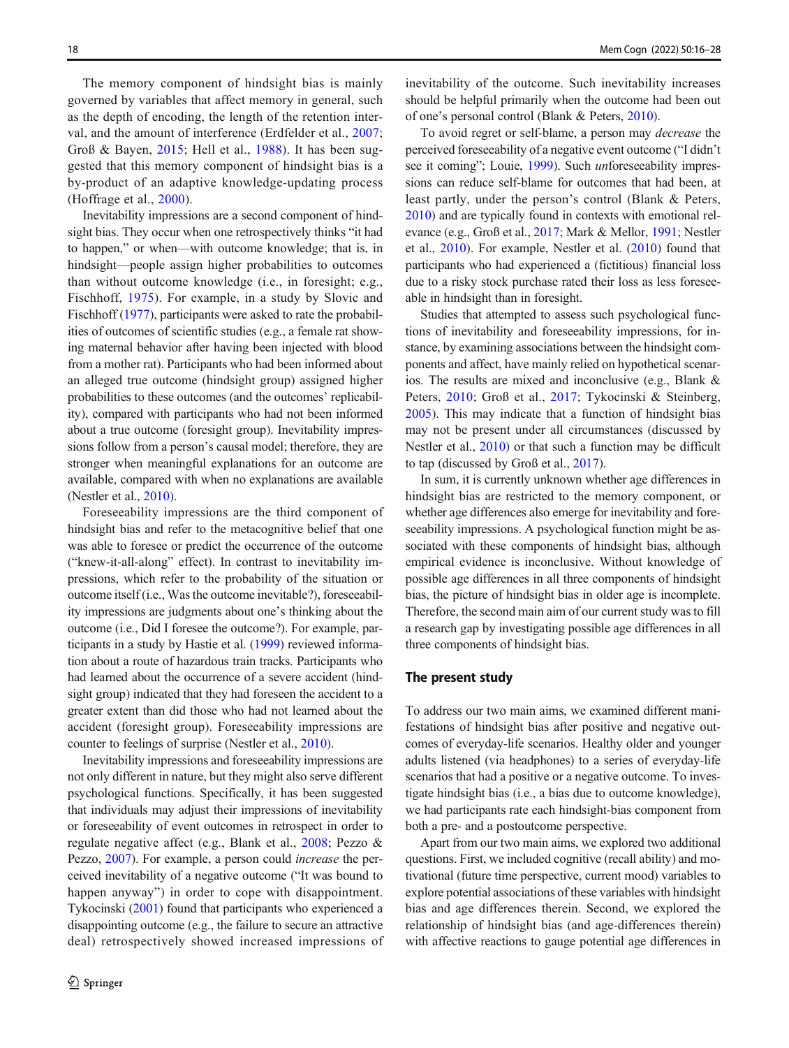The memory component of hindsight bias is mainly governed by variables that affect memory in general, such as the depth of encoding, the length of the retention interval, and the amount of interference (Erdfelder et al., 2007; Groß & Bayen, 2015; Hell et al., 1988). It has been suggested that this memory component of hindsight bias is a by-product of an adaptive knowledge-updating process (Hoffrage et al., 2000).

Inevitability impressions are a second component of hindsight bias. They occur when one retrospectively thinks "it had to happen," or when—with outcome knowledge; that is, in hindsight—people assign higher probabilities to outcomes than without outcome knowledge (i.e., in foresight; e.g., Fischhoff, 1975). For example, in a study by Slovic and Fischhoff (1977), participants were asked to rate the probabilities of outcomes of scientific studies (e.g., a female rat showing maternal behavior after having been injected with blood from a mother rat). Participants who had been informed about an alleged true outcome (hindsight group) assigned higher probabilities to these outcomes (and the outcomes' replicability), compared with participants who had not been informed about a true outcome (foresight group). Inevitability impressions follow from a person's causal model; therefore, they are stronger when meaningful explanations for an outcome are available, compared with when no explanations are available (Nestler et al., 2010).

Foreseeability impressions are the third component of hindsight bias and refer to the metacognitive belief that one was able to foresee or predict the occurrence of the outcome ("knew-it-all-along" effect). In contrast to inevitability impressions, which refer to the probability of the situation or outcome itself (i.e., Was the outcome inevitable?), foreseeability impressions are judgments about one's thinking about the outcome (i.e., Did I foresee the outcome?). For example, participants in a study by Hastie et al. (1999) reviewed information about a route of hazardous train tracks. Participants who had learned about the occurrence of a severe accident (hindsight group) indicated that they had foreseen the accident to a greater extent than did those who had not learned about the accident (foresight group). Foreseeability impressions are counter to feelings of surprise (Nestler et al., 2010).

Inevitability impressions and foreseeability impressions are not only different in nature, but they might also serve different psychological functions. Specifically, it has been suggested that individuals may adjust their impressions of inevitability or foreseeability of event outcomes in retrospect in order to regulate negative affect (e.g., Blank et al., 2008; Pezzo & Pezzo, 2007). For example, a person could *increase* the perceived inevitability of a negative outcome ("It was bound to happen anyway") in order to cope with disappointment. Tykocinski (2001) found that participants who experienced a disappointing outcome (e.g., the failure to secure an attractive deal) retrospectively showed increased impressions of inevitability of the outcome. Such inevitability increases should be helpful primarily when the outcome had been out of one's personal control (Blank & Peters, 2010).

To avoid regret or self-blame, a person may *decrease* the perceived foreseeability of a negative event outcome ("I didn't see it coming"; Louie, 1999). Such *un*foreseeability impressions can reduce self-blame for outcomes that had been, at least partly, under the person's control (Blank & Peters, 2010) and are typically found in contexts with emotional relevance (e.g., Groß et al., 2017; Mark & Mellor, 1991; Nestler et al., 2010). For example, Nestler et al. (2010) found that participants who had experienced a (fictitious) financial loss due to a risky stock purchase rated their loss as less foreseeable in hindsight than in foresight.

Studies that attempted to assess such psychological functions of inevitability and foreseeability impressions, for instance, by examining associations between the hindsight components and affect, have mainly relied on hypothetical scenarios. The results are mixed and inconclusive (e.g., Blank & Peters, 2010; Groß et al., 2017; Tykocinski & Steinberg, 2005). This may indicate that a function of hindsight bias may not be present under all circumstances (discussed by Nestler et al., 2010) or that such a function may be difficult to tap (discussed by Groß et al., 2017).

In sum, it is currently unknown whether age differences in hindsight bias are restricted to the memory component, or whether age differences also emerge for inevitability and foreseeability impressions. A psychological function might be associated with these components of hindsight bias, although empirical evidence is inconclusive. Without knowledge of possible age differences in all three components of hindsight bias, the picture of hindsight bias in older age is incomplete. Therefore, the second main aim of our current study was to fill a research gap by investigating possible age differences in all three components of hindsight bias.

## The present study

To address our two main aims, we examined different manifestations of hindsight bias after positive and negative outcomes of everyday-life scenarios. Healthy older and younger adults listened (via headphones) to a series of everyday-life scenarios that had a positive or a negative outcome. To investigate hindsight bias (i.e., a bias due to outcome knowledge), we had participants rate each hindsight-bias component from both a pre- and a postoutcome perspective.

Apart from our two main aims, we explored two additional questions. First, we included cognitive (recall ability) and motivational (future time perspective, current mood) variables to explore potential associations of these variables with hindsight bias and age differences therein. Second, we explored the relationship of hindsight bias (and age-differences therein) with affective reactions to gauge potential age differences in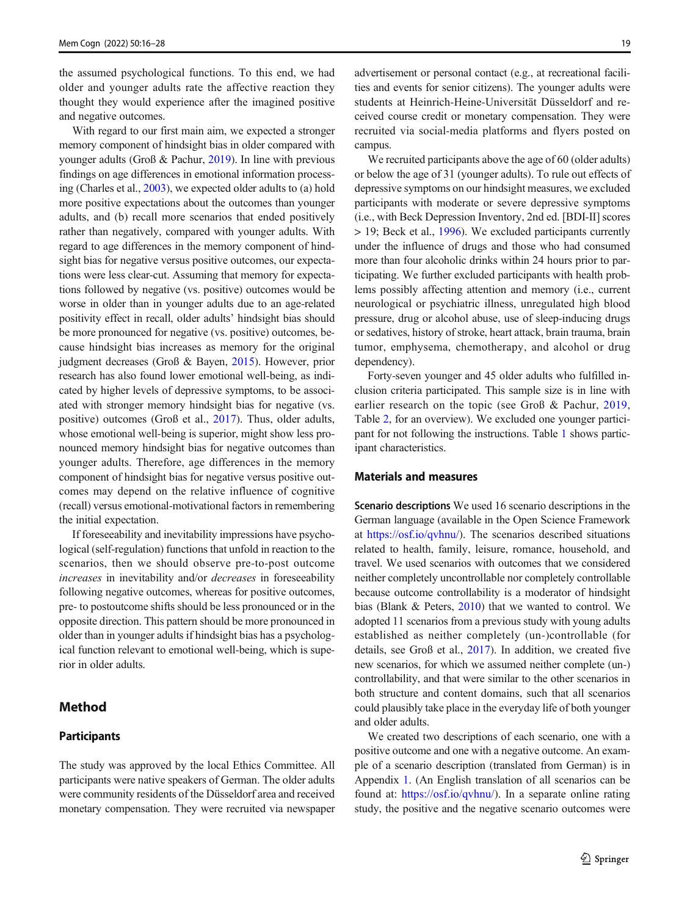the assumed psychological functions. To this end, we had older and younger adults rate the affective reaction they thought they would experience after the imagined positive and negative outcomes.

With regard to our first main aim, we expected a stronger memory component of hindsight bias in older compared with younger adults (Groß & Pachur, 2019). In line with previous findings on age differences in emotional information processing (Charles et al., 2003), we expected older adults to (a) hold more positive expectations about the outcomes than younger adults, and (b) recall more scenarios that ended positively rather than negatively, compared with younger adults. With regard to age differences in the memory component of hindsight bias for negative versus positive outcomes, our expectations were less clear-cut. Assuming that memory for expectations followed by negative (vs. positive) outcomes would be worse in older than in younger adults due to an age-related positivity effect in recall, older adults' hindsight bias should be more pronounced for negative (vs. positive) outcomes, because hindsight bias increases as memory for the original judgment decreases (Groß & Bayen, 2015). However, prior research has also found lower emotional well-being, as indicated by higher levels of depressive symptoms, to be associated with stronger memory hindsight bias for negative (vs. positive) outcomes (Groß et al., 2017). Thus, older adults, whose emotional well-being is superior, might show less pronounced memory hindsight bias for negative outcomes than younger adults. Therefore, age differences in the memory component of hindsight bias for negative versus positive outcomes may depend on the relative influence of cognitive (recall) versus emotional-motivational factors in remembering the initial expectation.

If foreseeability and inevitability impressions have psychological (self-regulation) functions that unfold in reaction to the scenarios, then we should observe pre-to-post outcome *increases* in inevitability and/or *decreases* in foreseeability following negative outcomes, whereas for positive outcomes, pre- to postoutcome shifts should be less pronounced or in the opposite direction. This pattern should be more pronounced in older than in younger adults if hindsight bias has a psychological function relevant to emotional well-being, which is superior in older adults.

## Method

### Participants

The study was approved by the local Ethics Committee. All participants were native speakers of German. The older adults were community residents of the Düsseldorf area and received monetary compensation. They were recruited via newspaper advertisement or personal contact (e.g., at recreational facilities and events for senior citizens). The younger adults were students at Heinrich-Heine-Universität Düsseldorf and received course credit or monetary compensation. They were recruited via social-media platforms and flyers posted on campus.

We recruited participants above the age of 60 (older adults) or below the age of 31 (younger adults). To rule out effects of depressive symptoms on our hindsight measures, we excluded participants with moderate or severe depressive symptoms (i.e., with Beck Depression Inventory, 2nd ed. [BDI-II] scores > 19; Beck et al., 1996). We excluded participants currently under the influence of drugs and those who had consumed more than four alcoholic drinks within 24 hours prior to participating. We further excluded participants with health problems possibly affecting attention and memory (i.e., current neurological or psychiatric illness, unregulated high blood pressure, drug or alcohol abuse, use of sleep-inducing drugs or sedatives, history of stroke, heart attack, brain trauma, brain tumor, emphysema, chemotherapy, and alcohol or drug dependency).

Forty-seven younger and 45 older adults who fulfilled inclusion criteria participated. This sample size is in line with earlier research on the topic (see Groß & Pachur, 2019, Table 2, for an overview). We excluded one younger participant for not following the instructions. Table 1 shows participant characteristics.

### Materials and measures

**Scenario descriptions** We used 16 scenario descriptions in the German language (available in the Open Science Framework at https://osf.io/qvhnu/). The scenarios described situations related to health, family, leisure, romance, household, and travel. We used scenarios with outcomes that we considered neither completely uncontrollable nor completely controllable because outcome controllability is a moderator of hindsight bias (Blank & Peters, 2010) that we wanted to control. We adopted 11 scenarios from a previous study with young adults established as neither completely (un-)controllable (for details, see Groß et al., 2017). In addition, we created five new scenarios, for which we assumed neither complete (un-)controllability, and that were similar to the other scenarios in both structure and content domains, such that all scenarios could plausibly take place in the everyday life of both younger and older adults.

We created two descriptions of each scenario, one with a positive outcome and one with a negative outcome. An example of a scenario description (translated from German) is in Appendix 1. (An English translation of all scenarios can be found at: https://osf.io/qvhnu/). In a separate online rating study, the positive and the negative scenario outcomes were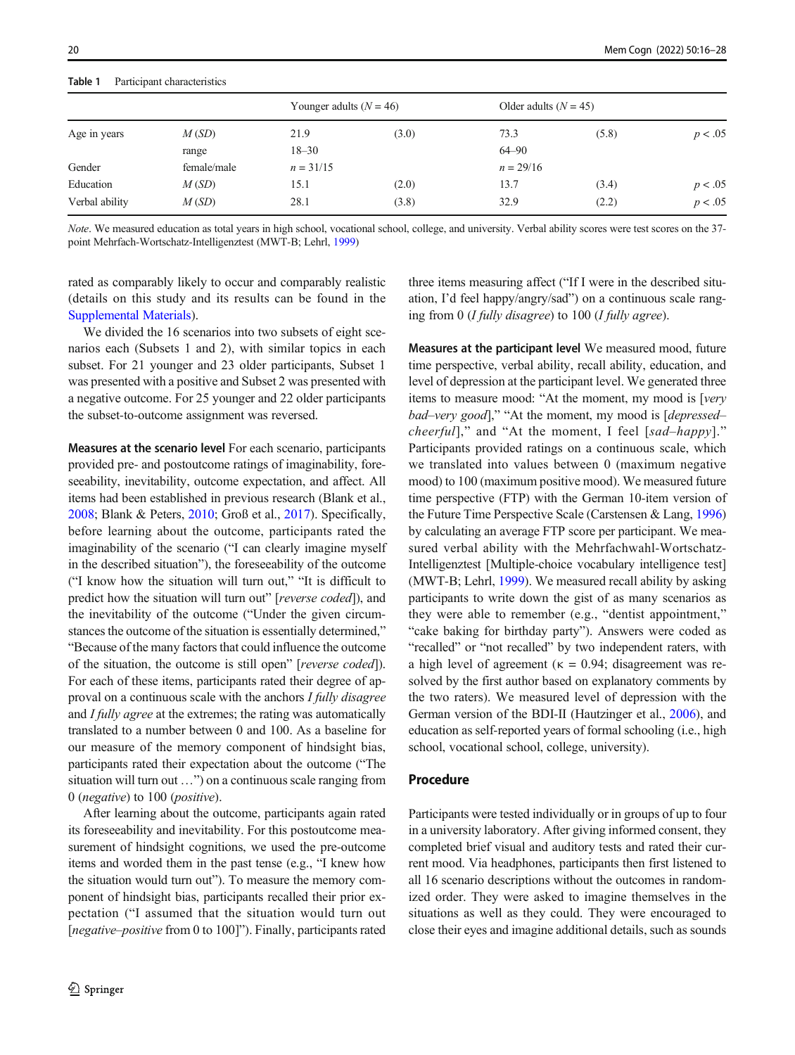**Table 1** Participant characteristics

| | | Younger adults ($N$ = 46) | | Older adults ($N$ = 45) | | |
|---|---|---|---|---|---|---|
| Age in years | *M* (*SD*) | 21.9 | (3.0) | 73.3 | (5.8) | $p < .05$ |
| | range | 18–30 | | 64–90 | | |
| Gender | female/male | $n$ = 31/15 | | $n$ = 29/16 | | |
| Education | *M* (*SD*) | 15.1 | (2.0) | 13.7 | (3.4) | $p < .05$ |
| Verbal ability | *M* (*SD*) | 28.1 | (3.8) | 32.9 | (2.2) | $p < .05$ |

*Note*. We measured education as total years in high school, vocational school, college, and university. Verbal ability scores were test scores on the 37-point Mehrfach-Wortschatz-Intelligenztest (MWT-B; Lehrl, 1999)

rated as comparably likely to occur and comparably realistic (details on this study and its results can be found in the Supplemental Materials).

We divided the 16 scenarios into two subsets of eight scenarios each (Subsets 1 and 2), with similar topics in each subset. For 21 younger and 23 older participants, Subset 1 was presented with a positive and Subset 2 was presented with a negative outcome. For 25 younger and 22 older participants the subset-to-outcome assignment was reversed.

**Measures at the scenario level** For each scenario, participants provided pre- and postoutcome ratings of imaginability, foreseeability, inevitability, outcome expectation, and affect. All items had been established in previous research (Blank et al., 2008; Blank & Peters, 2010; Groß et al., 2017). Specifically, before learning about the outcome, participants rated the imaginability of the scenario ("I can clearly imagine myself in the described situation"), the foreseeability of the outcome ("I know how the situation will turn out," "It is difficult to predict how the situation will turn out" [*reverse coded*]), and the inevitability of the outcome ("Under the given circumstances the outcome of the situation is essentially determined," "Because of the many factors that could influence the outcome of the situation, the outcome is still open" [*reverse coded*]). For each of these items, participants rated their degree of approval on a continuous scale with the anchors *I fully disagree* and *I fully agree* at the extremes; the rating was automatically translated to a number between 0 and 100. As a baseline for our measure of the memory component of hindsight bias, participants rated their expectation about the outcome ("The situation will turn out …") on a continuous scale ranging from 0 (*negative*) to 100 (*positive*).

After learning about the outcome, participants again rated its foreseeability and inevitability. For this postoutcome measurement of hindsight cognitions, we used the pre-outcome items and worded them in the past tense (e.g., "I knew how the situation would turn out"). To measure the memory component of hindsight bias, participants recalled their prior expectation ("I assumed that the situation would turn out [*negative–positive* from 0 to 100]"). Finally, participants rated three items measuring affect ("If I were in the described situation, I'd feel happy/angry/sad") on a continuous scale ranging from 0 (*I fully disagree*) to 100 (*I fully agree*).

**Measures at the participant level** We measured mood, future time perspective, verbal ability, recall ability, education, and level of depression at the participant level. We generated three items to measure mood: "At the moment, my mood is [*very bad–very good*]," "At the moment, my mood is [*depressed–cheerful*]," and "At the moment, I feel [*sad–happy*]." Participants provided ratings on a continuous scale, which we translated into values between 0 (maximum negative mood) to 100 (maximum positive mood). We measured future time perspective (FTP) with the German 10-item version of the Future Time Perspective Scale (Carstensen & Lang, 1996) by calculating an average FTP score per participant. We measured verbal ability with the Mehrfachwahl-Wortschatz-Intelligenztest [Multiple-choice vocabulary intelligence test] (MWT-B; Lehrl, 1999). We measured recall ability by asking participants to write down the gist of as many scenarios as they were able to remember (e.g., "dentist appointment," "cake baking for birthday party"). Answers were coded as "recalled" or "not recalled" by two independent raters, with a high level of agreement ($\kappa$ = 0.94; disagreement was resolved by the first author based on explanatory comments by the two raters). We measured level of depression with the German version of the BDI-II (Hautzinger et al., 2006), and education as self-reported years of formal schooling (i.e., high school, vocational school, college, university).

## Procedure

Participants were tested individually or in groups of up to four in a university laboratory. After giving informed consent, they completed brief visual and auditory tests and rated their current mood. Via headphones, participants then first listened to all 16 scenario descriptions without the outcomes in randomized order. They were asked to imagine themselves in the situations as well as they could. They were encouraged to close their eyes and imagine additional details, such as sounds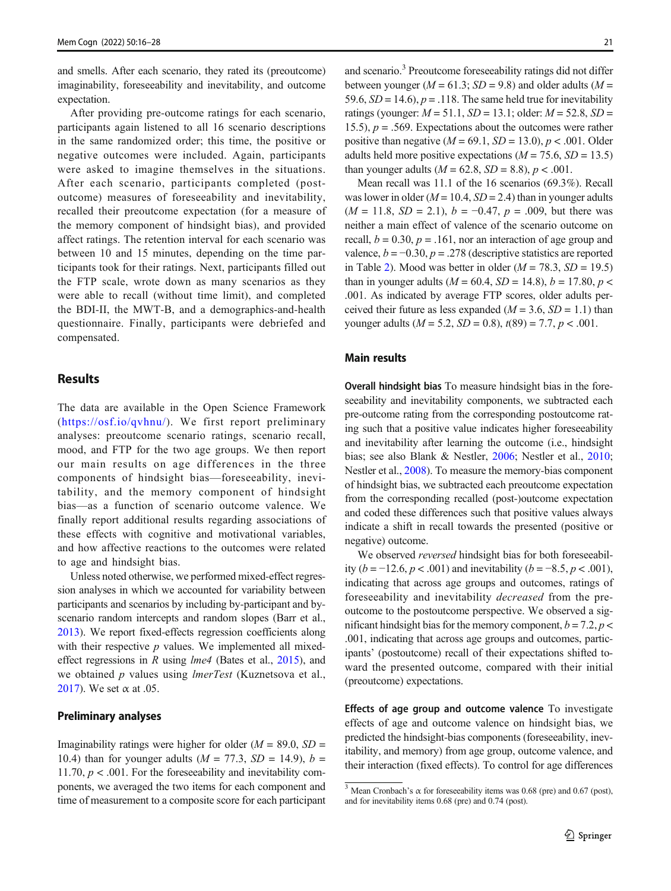and smells. After each scenario, they rated its (preoutcome) imaginability, foreseeability and inevitability, and outcome expectation.

After providing pre-outcome ratings for each scenario, participants again listened to all 16 scenario descriptions in the same randomized order; this time, the positive or negative outcomes were included. Again, participants were asked to imagine themselves in the situations. After each scenario, participants completed (post-outcome) measures of foreseeability and inevitability, recalled their preoutcome expectation (for a measure of the memory component of hindsight bias), and provided affect ratings. The retention interval for each scenario was between 10 and 15 minutes, depending on the time participants took for their ratings. Next, participants filled out the FTP scale, wrote down as many scenarios as they were able to recall (without time limit), and completed the BDI-II, the MWT-B, and a demographics-and-health questionnaire. Finally, participants were debriefed and compensated.

## Results

The data are available in the Open Science Framework (https://osf.io/qvhnu/). We first report preliminary analyses: preoutcome scenario ratings, scenario recall, mood, and FTP for the two age groups. We then report our main results on age differences in the three components of hindsight bias—foreseeability, inevitability, and the memory component of hindsight bias—as a function of scenario outcome valence. We finally report additional results regarding associations of these effects with cognitive and motivational variables, and how affective reactions to the outcomes were related to age and hindsight bias.

Unless noted otherwise, we performed mixed-effect regression analyses in which we accounted for variability between participants and scenarios by including by-participant and by-scenario random intercepts and random slopes (Barr et al., 2013). We report fixed-effects regression coefficients along with their respective *p* values. We implemented all mixed-effect regressions in R using *lme4* (Bates et al., 2015), and we obtained *p* values using *lmerTest* (Kuznetsova et al., 2017). We set α at .05.

### Preliminary analyses

Imaginability ratings were higher for older ($M$ = 89.0, $SD$ = 10.4) than for younger adults ($M$ = 77.3, $SD$ = 14.9), $b$ = 11.70, $p < .001$. For the foreseeability and inevitability components, we averaged the two items for each component and time of measurement to a composite score for each participant and scenario.[3] Preoutcome foreseeability ratings did not differ between younger ($M$ = 61.3; $SD$ = 9.8) and older adults ($M$ = 59.6, $SD$ = 14.6), $p$ = .118. The same held true for inevitability ratings (younger: $M$ = 51.1, $SD$ = 13.1; older: $M$ = 52.8, $SD$ = 15.5), $p$ = .569. Expectations about the outcomes were rather positive than negative ($M$ = 69.1, $SD$ = 13.0), $p < .001$. Older adults held more positive expectations ($M$ = 75.6, $SD$ = 13.5) than younger adults ($M$ = 62.8, $SD$ = 8.8), $p < .001$.

Mean recall was 11.1 of the 16 scenarios (69.3%). Recall was lower in older ($M$ = 10.4, $SD$ = 2.4) than in younger adults ($M$ = 11.8, $SD$ = 2.1), $b$ = −0.47, $p$ = .009, but there was neither a main effect of valence of the scenario outcome on recall, $b$ = 0.30, $p$ = .161, nor an interaction of age group and valence, $b$ = −0.30, $p$ = .278 (descriptive statistics are reported in Table 2). Mood was better in older ($M$ = 78.3, $SD$ = 19.5) than in younger adults ($M$ = 60.4, $SD$ = 14.8), $b$ = 17.80, $p < .001$. As indicated by average FTP scores, older adults perceived their future as less expanded ($M$ = 3.6, $SD$ = 1.1) than younger adults ($M$ = 5.2, $SD$ = 0.8), $t(89)$ = 7.7, $p < .001$.

### Main results

**Overall hindsight bias** To measure hindsight bias in the foreseeability and inevitability components, we subtracted each pre-outcome rating from the corresponding postoutcome rating such that a positive value indicates higher foreseeability and inevitability after learning the outcome (i.e., hindsight bias; see also Blank & Nestler, 2006; Nestler et al., 2010; Nestler et al., 2008). To measure the memory-bias component of hindsight bias, we subtracted each preoutcome expectation from the corresponding recalled (post-)outcome expectation and coded these differences such that positive values always indicate a shift in recall towards the presented (positive or negative) outcome.

We observed *reversed* hindsight bias for both foreseeability ($b$ = −12.6, $p < .001$) and inevitability ($b$ = −8.5, $p < .001$), indicating that across age groups and outcomes, ratings of foreseeability and inevitability *decreased* from the pre-outcome to the postoutcome perspective. We observed a significant hindsight bias for the memory component, $b$ = 7.2, $p < .001$, indicating that across age groups and outcomes, participants' (postoutcome) recall of their expectations shifted toward the presented outcome, compared with their initial (preoutcome) expectations.

**Effects of age group and outcome valence** To investigate effects of age and outcome valence on hindsight bias, we predicted the hindsight-bias components (foreseeability, inevitability, and memory) from age group, outcome valence, and their interaction (fixed effects). To control for age differences

[3] Mean Cronbach's α for foreseeability items was 0.68 (pre) and 0.67 (post), and for inevitability items 0.68 (pre) and 0.74 (post).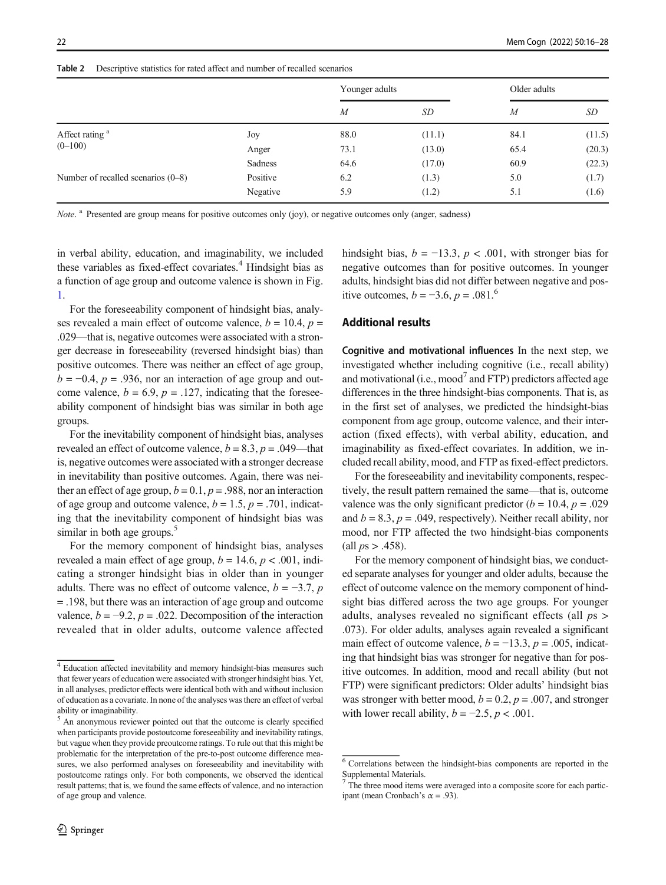**Table 2** Descriptive statistics for rated affect and number of recalled scenarios

| | | Younger adults | | Older adults | |
|---|---|---|---|---|---|
| | | *M* | *SD* | *M* | *SD* |
| Affect rating [a] (0–100) | Joy | 88.0 | (11.1) | 84.1 | (11.5) |
| | Anger | 73.1 | (13.0) | 65.4 | (20.3) |
| | Sadness | 64.6 | (17.0) | 60.9 | (22.3) |
| Number of recalled scenarios (0–8) | Positive | 6.2 | (1.3) | 5.0 | (1.7) |
| | Negative | 5.9 | (1.2) | 5.1 | (1.6) |

*Note*. [a] Presented are group means for positive outcomes only (joy), or negative outcomes only (anger, sadness)

in verbal ability, education, and imaginability, we included these variables as fixed-effect covariates.[4] Hindsight bias as a function of age group and outcome valence is shown in Fig. 1.

For the foreseeability component of hindsight bias, analyses revealed a main effect of outcome valence, $b = 10.4$, $p = .029$—that is, negative outcomes were associated with a stronger decrease in foreseeability (reversed hindsight bias) than positive outcomes. There was neither an effect of age group, $b = -0.4$, $p = .936$, nor an interaction of age group and outcome valence, $b = 6.9$, $p = .127$, indicating that the foreseeability component of hindsight bias was similar in both age groups.

For the inevitability component of hindsight bias, analyses revealed an effect of outcome valence, $b = 8.3$, $p = .049$—that is, negative outcomes were associated with a stronger decrease in inevitability than positive outcomes. Again, there was neither an effect of age group, $b = 0.1$, $p = .988$, nor an interaction of age group and outcome valence, $b = 1.5$, $p = .701$, indicating that the inevitability component of hindsight bias was similar in both age groups.[5]

For the memory component of hindsight bias, analyses revealed a main effect of age group, $b = 14.6$, $p < .001$, indicating a stronger hindsight bias in older than in younger adults. There was no effect of outcome valence, $b = -3.7$, $p = .198$, but there was an interaction of age group and outcome valence, $b = -9.2$, $p = .022$. Decomposition of the interaction revealed that in older adults, outcome valence affected hindsight bias, $b = -13.3$, $p < .001$, with stronger bias for negative outcomes than for positive outcomes. In younger adults, hindsight bias did not differ between negative and positive outcomes, $b = -3.6$, $p = .081$.[6]

## Additional results

**Cognitive and motivational influences** In the next step, we investigated whether including cognitive (i.e., recall ability) and motivational (i.e., mood[7] and FTP) predictors affected age differences in the three hindsight-bias components. That is, as in the first set of analyses, we predicted the hindsight-bias component from age group, outcome valence, and their interaction (fixed effects), with verbal ability, education, and imaginability as fixed-effect covariates. In addition, we included recall ability, mood, and FTP as fixed-effect predictors.

For the foreseeability and inevitability components, respectively, the result pattern remained the same—that is, outcome valence was the only significant predictor ($b = 10.4$, $p = .029$ and $b = 8.3$, $p = .049$, respectively). Neither recall ability, nor mood, nor FTP affected the two hindsight-bias components (all $ps > .458$).

For the memory component of hindsight bias, we conducted separate analyses for younger and older adults, because the effect of outcome valence on the memory component of hindsight bias differed across the two age groups. For younger adults, analyses revealed no significant effects (all $ps > .073$). For older adults, analyses again revealed a significant main effect of outcome valence, $b = -13.3$, $p = .005$, indicating that hindsight bias was stronger for negative than for positive outcomes. In addition, mood and recall ability (but not FTP) were significant predictors: Older adults' hindsight bias was stronger with better mood, $b = 0.2$, $p = .007$, and stronger with lower recall ability, $b = -2.5$, $p < .001$.

---

[4] Education affected inevitability and memory hindsight-bias measures such that fewer years of education were associated with stronger hindsight bias. Yet, in all analyses, predictor effects were identical both with and without inclusion of education as a covariate. In none of the analyses was there an effect of verbal ability or imaginability.

[5] An anonymous reviewer pointed out that the outcome is clearly specified when participants provide postoutcome foreseeability and inevitability ratings, but vague when they provide preoutcome ratings. To rule out that this might be problematic for the interpretation of the pre-to-post outcome difference measures, we also performed analyses on foreseeability and inevitability with postoutcome ratings only. For both components, we observed the identical result patterns; that is, we found the same effects of valence, and no interaction of age group and valence.

[6] Correlations between the hindsight-bias components are reported in the Supplemental Materials.

[7] The three mood items were averaged into a composite score for each participant (mean Cronbach's $\alpha = .93$).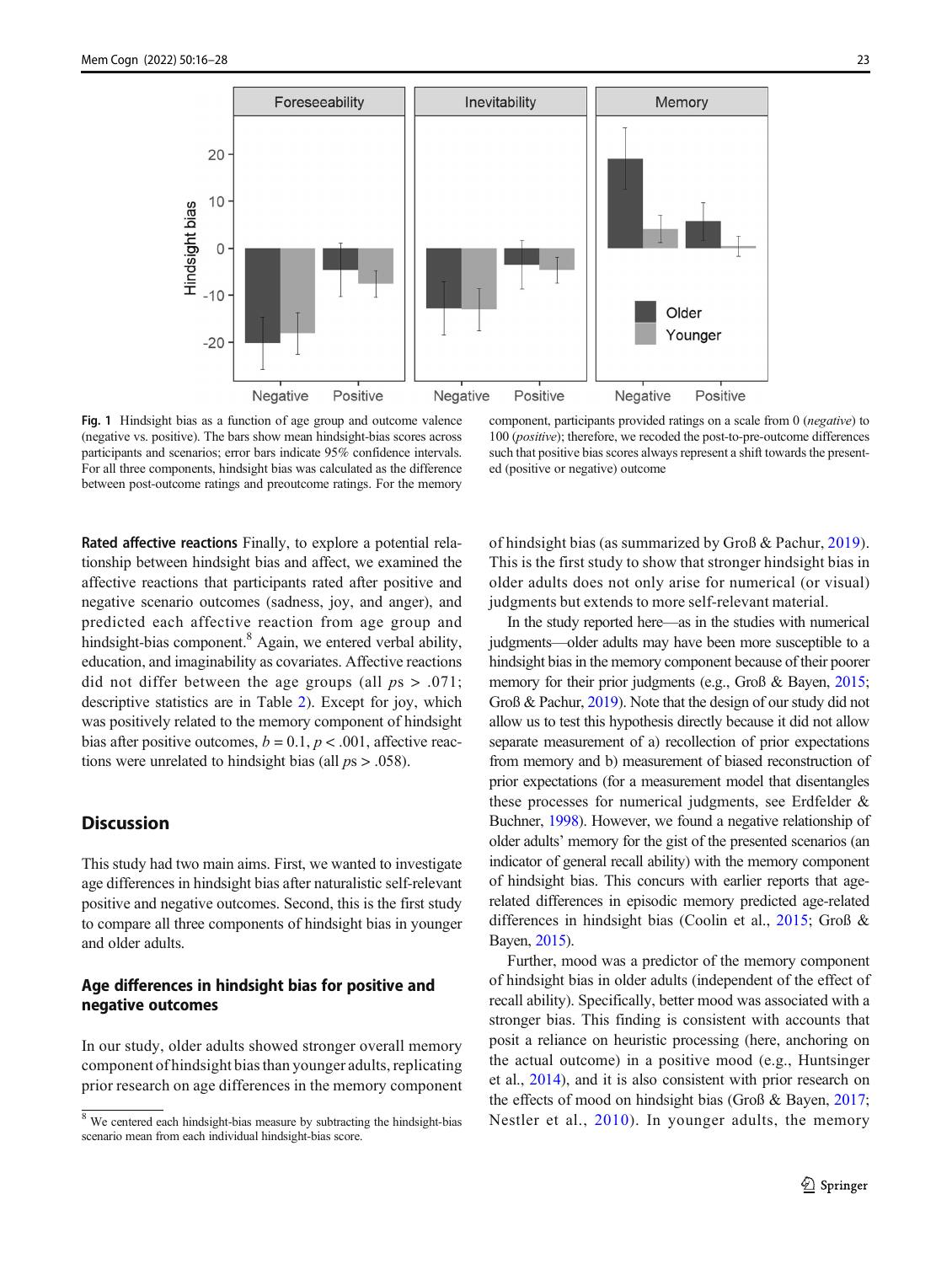**Fig. 1** Hindsight bias as a function of age group and outcome valence (negative vs. positive). The bars show mean hindsight-bias scores across participants and scenarios; error bars indicate 95% confidence intervals. For all three components, hindsight bias was calculated as the difference between post-outcome ratings and preoutcome ratings. For the memory component, participants provided ratings on a scale from 0 (*negative*) to 100 (*positive*); therefore, we recoded the post-to-pre-outcome differences such that positive bias scores always represent a shift towards the presented (positive or negative) outcome

**Rated affective reactions** Finally, to explore a potential relationship between hindsight bias and affect, we examined the affective reactions that participants rated after positive and negative scenario outcomes (sadness, joy, and anger), and predicted each affective reaction from age group and hindsight-bias component.[8] Again, we entered verbal ability, education, and imaginability as covariates. Affective reactions did not differ between the age groups (all $ps > .071$; descriptive statistics are in Table 2). Except for joy, which was positively related to the memory component of hindsight bias after positive outcomes, $b = 0.1$, $p < .001$, affective reactions were unrelated to hindsight bias (all $ps > .058$).

## Discussion

This study had two main aims. First, we wanted to investigate age differences in hindsight bias after naturalistic self-relevant positive and negative outcomes. Second, this is the first study to compare all three components of hindsight bias in younger and older adults.

### Age differences in hindsight bias for positive and negative outcomes

In our study, older adults showed stronger overall memory component of hindsight bias than younger adults, replicating prior research on age differences in the memory component of hindsight bias (as summarized by Groß & Pachur, 2019). This is the first study to show that stronger hindsight bias in older adults does not only arise for numerical (or visual) judgments but extends to more self-relevant material.

In the study reported here—as in the studies with numerical judgments—older adults may have been more susceptible to a hindsight bias in the memory component because of their poorer memory for their prior judgments (e.g., Groß & Bayen, 2015; Groß & Pachur, 2019). Note that the design of our study did not allow us to test this hypothesis directly because it did not allow separate measurement of a) recollection of prior expectations from memory and b) measurement of biased reconstruction of prior expectations (for a measurement model that disentangles these processes for numerical judgments, see Erdfelder & Buchner, 1998). However, we found a negative relationship of older adults' memory for the gist of the presented scenarios (an indicator of general recall ability) with the memory component of hindsight bias. This concurs with earlier reports that age-related differences in episodic memory predicted age-related differences in hindsight bias (Coolin et al., 2015; Groß & Bayen, 2015).

Further, mood was a predictor of the memory component of hindsight bias in older adults (independent of the effect of recall ability). Specifically, better mood was associated with a stronger bias. This finding is consistent with accounts that posit a reliance on heuristic processing (here, anchoring on the actual outcome) in a positive mood (e.g., Huntsinger et al., 2014), and it is also consistent with prior research on the effects of mood on hindsight bias (Groß & Bayen, 2017; Nestler et al., 2010). In younger adults, the memory

[8] We centered each hindsight-bias measure by subtracting the hindsight-bias scenario mean from each individual hindsight-bias score.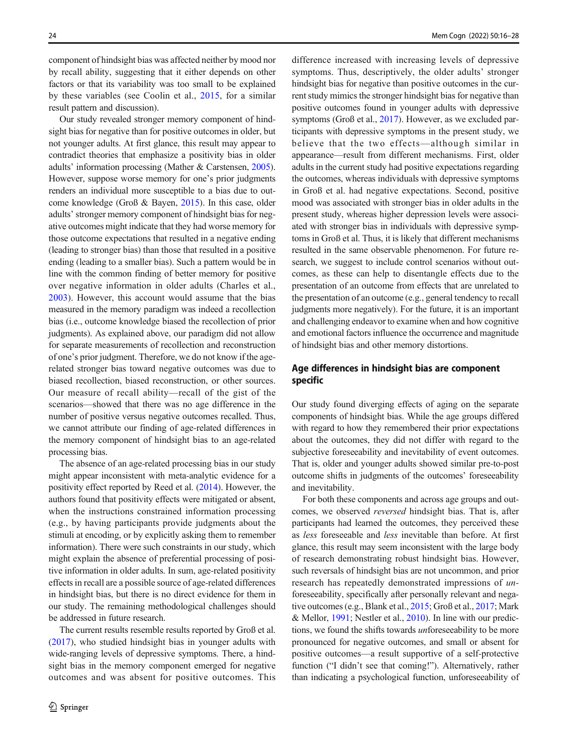component of hindsight bias was affected neither by mood nor by recall ability, suggesting that it either depends on other factors or that its variability was too small to be explained by these variables (see Coolin et al., 2015, for a similar result pattern and discussion).

Our study revealed stronger memory component of hindsight bias for negative than for positive outcomes in older, but not younger adults. At first glance, this result may appear to contradict theories that emphasize a positivity bias in older adults' information processing (Mather & Carstensen, 2005). However, suppose worse memory for one's prior judgments renders an individual more susceptible to a bias due to outcome knowledge (Groß & Bayen, 2015). In this case, older adults' stronger memory component of hindsight bias for negative outcomes might indicate that they had worse memory for those outcome expectations that resulted in a negative ending (leading to stronger bias) than those that resulted in a positive ending (leading to a smaller bias). Such a pattern would be in line with the common finding of better memory for positive over negative information in older adults (Charles et al., 2003). However, this account would assume that the bias measured in the memory paradigm was indeed a recollection bias (i.e., outcome knowledge biased the recollection of prior judgments). As explained above, our paradigm did not allow for separate measurements of recollection and reconstruction of one's prior judgment. Therefore, we do not know if the age-related stronger bias toward negative outcomes was due to biased recollection, biased reconstruction, or other sources. Our measure of recall ability—recall of the gist of the scenarios—showed that there was no age difference in the number of positive versus negative outcomes recalled. Thus, we cannot attribute our finding of age-related differences in the memory component of hindsight bias to an age-related processing bias.

The absence of an age-related processing bias in our study might appear inconsistent with meta-analytic evidence for a positivity effect reported by Reed et al. (2014). However, the authors found that positivity effects were mitigated or absent, when the instructions constrained information processing (e.g., by having participants provide judgments about the stimuli at encoding, or by explicitly asking them to remember information). There were such constraints in our study, which might explain the absence of preferential processing of positive information in older adults. In sum, age-related positivity effects in recall are a possible source of age-related differences in hindsight bias, but there is no direct evidence for them in our study. The remaining methodological challenges should be addressed in future research.

The current results resemble results reported by Groß et al. (2017), who studied hindsight bias in younger adults with wide-ranging levels of depressive symptoms. There, a hindsight bias in the memory component emerged for negative outcomes and was absent for positive outcomes. This difference increased with increasing levels of depressive symptoms. Thus, descriptively, the older adults' stronger hindsight bias for negative than positive outcomes in the current study mimics the stronger hindsight bias for negative than positive outcomes found in younger adults with depressive symptoms (Groß et al., 2017). However, as we excluded participants with depressive symptoms in the present study, we believe that the two effects—although similar in appearance—result from different mechanisms. First, older adults in the current study had positive expectations regarding the outcomes, whereas individuals with depressive symptoms in Groß et al. had negative expectations. Second, positive mood was associated with stronger bias in older adults in the present study, whereas higher depression levels were associated with stronger bias in individuals with depressive symptoms in Groß et al. Thus, it is likely that different mechanisms resulted in the same observable phenomenon. For future research, we suggest to include control scenarios without outcomes, as these can help to disentangle effects due to the presentation of an outcome from effects that are unrelated to the presentation of an outcome (e.g., general tendency to recall judgments more negatively). For the future, it is an important and challenging endeavor to examine when and how cognitive and emotional factors influence the occurrence and magnitude of hindsight bias and other memory distortions.

## Age differences in hindsight bias are component specific

Our study found diverging effects of aging on the separate components of hindsight bias. While the age groups differed with regard to how they remembered their prior expectations about the outcomes, they did not differ with regard to the subjective foreseeability and inevitability of event outcomes. That is, older and younger adults showed similar pre-to-post outcome shifts in judgments of the outcomes' foreseeability and inevitability.

For both these components and across age groups and outcomes, we observed *reversed* hindsight bias. That is, after participants had learned the outcomes, they perceived these as *less* foreseeable and *less* inevitable than before. At first glance, this result may seem inconsistent with the large body of research demonstrating robust hindsight bias. However, such reversals of hindsight bias are not uncommon, and prior research has repeatedly demonstrated impressions of *un*foreseeability, specifically after personally relevant and negative outcomes (e.g., Blank et al., 2015; Groß et al., 2017; Mark & Mellor, 1991; Nestler et al., 2010). In line with our predictions, we found the shifts towards *un*foreseeability to be more pronounced for negative outcomes, and small or absent for positive outcomes—a result supportive of a self-protective function ("I didn't see that coming!"). Alternatively, rather than indicating a psychological function, unforeseeability of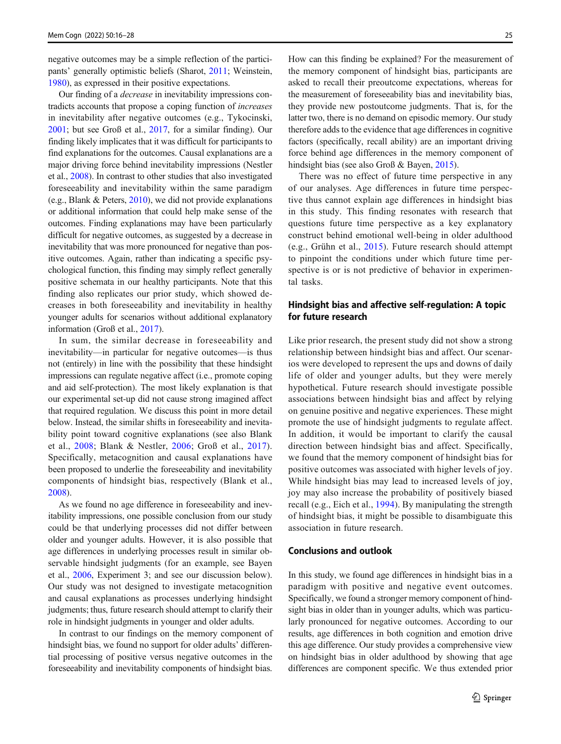negative outcomes may be a simple reflection of the participants' generally optimistic beliefs (Sharot, 2011; Weinstein, 1980), as expressed in their positive expectations.

Our finding of a *decrease* in inevitability impressions contradicts accounts that propose a coping function of *increases* in inevitability after negative outcomes (e.g., Tykocinski, 2001; but see Groß et al., 2017, for a similar finding). Our finding likely implicates that it was difficult for participants to find explanations for the outcomes. Causal explanations are a major driving force behind inevitability impressions (Nestler et al., 2008). In contrast to other studies that also investigated foreseeability and inevitability within the same paradigm (e.g., Blank & Peters, 2010), we did not provide explanations or additional information that could help make sense of the outcomes. Finding explanations may have been particularly difficult for negative outcomes, as suggested by a decrease in inevitability that was more pronounced for negative than positive outcomes. Again, rather than indicating a specific psychological function, this finding may simply reflect generally positive schemata in our healthy participants. Note that this finding also replicates our prior study, which showed decreases in both foreseeability and inevitability in healthy younger adults for scenarios without additional explanatory information (Groß et al., 2017).

In sum, the similar decrease in foreseeability and inevitability—in particular for negative outcomes—is thus not (entirely) in line with the possibility that these hindsight impressions can regulate negative affect (i.e., promote coping and aid self-protection). The most likely explanation is that our experimental set-up did not cause strong imagined affect that required regulation. We discuss this point in more detail below. Instead, the similar shifts in foreseeability and inevitability point toward cognitive explanations (see also Blank et al., 2008; Blank & Nestler, 2006; Groß et al., 2017). Specifically, metacognition and causal explanations have been proposed to underlie the foreseeability and inevitability components of hindsight bias, respectively (Blank et al., 2008).

As we found no age difference in foreseeability and inevitability impressions, one possible conclusion from our study could be that underlying processes did not differ between older and younger adults. However, it is also possible that age differences in underlying processes result in similar observable hindsight judgments (for an example, see Bayen et al., 2006, Experiment 3; and see our discussion below). Our study was not designed to investigate metacognition and causal explanations as processes underlying hindsight judgments; thus, future research should attempt to clarify their role in hindsight judgments in younger and older adults.

In contrast to our findings on the memory component of hindsight bias, we found no support for older adults' differential processing of positive versus negative outcomes in the foreseeability and inevitability components of hindsight bias. How can this finding be explained? For the measurement of the memory component of hindsight bias, participants are asked to recall their preoutcome expectations, whereas for the measurement of foreseeability bias and inevitability bias, they provide new postoutcome judgments. That is, for the latter two, there is no demand on episodic memory. Our study therefore adds to the evidence that age differences in cognitive factors (specifically, recall ability) are an important driving force behind age differences in the memory component of hindsight bias (see also Groß & Bayen, 2015).

There was no effect of future time perspective in any of our analyses. Age differences in future time perspective thus cannot explain age differences in hindsight bias in this study. This finding resonates with research that questions future time perspective as a key explanatory construct behind emotional well-being in older adulthood (e.g., Grühn et al., 2015). Future research should attempt to pinpoint the conditions under which future time perspective is or is not predictive of behavior in experimental tasks.

### Hindsight bias and affective self-regulation: A topic for future research

Like prior research, the present study did not show a strong relationship between hindsight bias and affect. Our scenarios were developed to represent the ups and downs of daily life of older and younger adults, but they were merely hypothetical. Future research should investigate possible associations between hindsight bias and affect by relying on genuine positive and negative experiences. These might promote the use of hindsight judgments to regulate affect. In addition, it would be important to clarify the causal direction between hindsight bias and affect. Specifically, we found that the memory component of hindsight bias for positive outcomes was associated with higher levels of joy. While hindsight bias may lead to increased levels of joy, joy may also increase the probability of positively biased recall (e.g., Eich et al., 1994). By manipulating the strength of hindsight bias, it might be possible to disambiguate this association in future research.

### Conclusions and outlook

In this study, we found age differences in hindsight bias in a paradigm with positive and negative event outcomes. Specifically, we found a stronger memory component of hindsight bias in older than in younger adults, which was particularly pronounced for negative outcomes. According to our results, age differences in both cognition and emotion drive this age difference. Our study provides a comprehensive view on hindsight bias in older adulthood by showing that age differences are component specific. We thus extended prior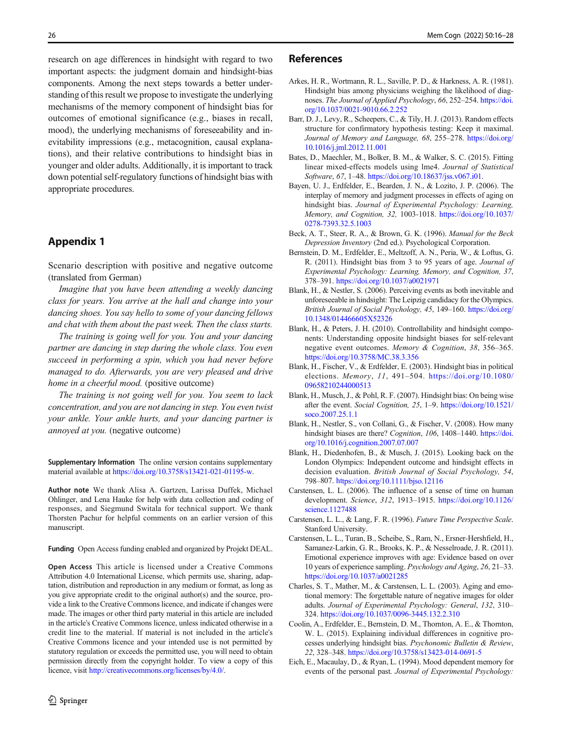research on age differences in hindsight with regard to two important aspects: the judgment domain and hindsight-bias components. Among the next steps towards a better understanding of this result we propose to investigate the underlying mechanisms of the memory component of hindsight bias for outcomes of emotional significance (e.g., biases in recall, mood), the underlying mechanisms of foreseeability and inevitability impressions (e.g., metacognition, causal explanations), and their relative contributions to hindsight bias in younger and older adults. Additionally, it is important to track down potential self-regulatory functions of hindsight bias with appropriate procedures.

## Appendix 1

Scenario description with positive and negative outcome (translated from German)

*Imagine that you have been attending a weekly dancing class for years. You arrive at the hall and change into your dancing shoes. You say hello to some of your dancing fellows and chat with them about the past week. Then the class starts.*

*The training is going well for you. You and your dancing partner are dancing in step during the whole class. You even succeed in performing a spin, which you had never before managed to do. Afterwards, you are very pleased and drive home in a cheerful mood.* (positive outcome)

*The training is not going well for you. You seem to lack concentration, and you are not dancing in step. You even twist your ankle. Your ankle hurts, and your dancing partner is annoyed at you.* (negative outcome)

**Supplementary Information** The online version contains supplementary material available at https://doi.org/10.3758/s13421-021-01195-w.

**Author note** We thank Alisa A. Gartzen, Larissa Duffek, Michael Ohlinger, and Lena Hauke for help with data collection and coding of responses, and Siegmund Switala for technical support. We thank Thorsten Pachur for helpful comments on an earlier version of this manuscript.

**Funding** Open Access funding enabled and organized by Projekt DEAL.

**Open Access** This article is licensed under a Creative Commons Attribution 4.0 International License, which permits use, sharing, adaptation, distribution and reproduction in any medium or format, as long as you give appropriate credit to the original author(s) and the source, provide a link to the Creative Commons licence, and indicate if changes were made. The images or other third party material in this article are included in the article's Creative Commons licence, unless indicated otherwise in a credit line to the material. If material is not included in the article's Creative Commons licence and your intended use is not permitted by statutory regulation or exceeds the permitted use, you will need to obtain permission directly from the copyright holder. To view a copy of this licence, visit http://creativecommons.org/licenses/by/4.0/.

## References

Arkes, H. R., Wortmann, R. L., Saville, P. D., & Harkness, A. R. (1981). Hindsight bias among physicians weighing the likelihood of diagnoses. *The Journal of Applied Psychology*, *66*, 252–254. https://doi.org/10.1037/0021-9010.66.2.252

Barr, D. J., Levy, R., Scheepers, C., & Tily, H. J. (2013). Random effects structure for confirmatory hypothesis testing: Keep it maximal. *Journal of Memory and Language, 68*, 255–278. https://doi.org/10.1016/j.jml.2012.11.001

Bates, D., Maechler, M., Bolker, B. M., & Walker, S. C. (2015). Fitting linear mixed-effects models using lme4. *Journal of Statistical Software*, *67*, 1–48. https://doi.org/10.18637/jss.v067.i01.

Bayen, U. J., Erdfelder, E., Bearden, J. N., & Lozito, J. P. (2006). The interplay of memory and judgment processes in effects of aging on hindsight bias. *Journal of Experimental Psychology: Learning, Memory, and Cognition, 32,* 1003-1018. https://doi.org/10.1037/0278-7393.32.5.1003

Beck, A. T., Steer, R. A., & Brown, G. K. (1996). *Manual for the Beck Depression Inventory* (2nd ed.). Psychological Corporation.

Bernstein, D. M., Erdfelder, E., Meltzoff, A. N., Peria, W., & Loftus, G. R. (2011). Hindsight bias from 3 to 95 years of age. *Journal of Experimental Psychology: Learning, Memory, and Cognition, 37*, 378–391. https://doi.org/10.1037/a0021971

Blank, H., & Nestler, S. (2006). Perceiving events as both inevitable and unforeseeable in hindsight: The Leipzig candidacy for the Olympics. *British Journal of Social Psychology, 45*, 149–160. https://doi.org/10.1348/014466605X52326

Blank, H., & Peters, J. H. (2010). Controllability and hindsight components: Understanding opposite hindsight biases for self-relevant negative event outcomes. *Memory & Cognition*, *38*, 356–365. https://doi.org/10.3758/MC.38.3.356

Blank, H., Fischer, V., & Erdfelder, E. (2003). Hindsight bias in political elections. *Memory*, *11*, 491–504. https://doi.org/10.1080/09658210244000513

Blank, H., Musch, J., & Pohl, R. F. (2007). Hindsight bias: On being wise after the event. *Social Cognition, 25*, 1–9. https://doi.org/10.1521/soco.2007.25.1.1

Blank, H., Nestler, S., von Collani, G., & Fischer, V. (2008). How many hindsight biases are there? *Cognition*, *106*, 1408–1440. https://doi.org/10.1016/j.cognition.2007.07.007

Blank, H., Diedenhofen, B., & Musch, J. (2015). Looking back on the London Olympics: Independent outcome and hindsight effects in decision evaluation. *British Journal of Social Psychology, 54*, 798–807. https://doi.org/10.1111/bjso.12116

Carstensen, L. L. (2006). The influence of a sense of time on human development. *Science*, *312*, 1913–1915. https://doi.org/10.1126/science.1127488

Carstensen, L. L., & Lang, F. R. (1996). *Future Time Perspective Scale*. Stanford University.

Carstensen, L. L., Turan, B., Scheibe, S., Ram, N., Ersner-Hershfield, H., Samanez-Larkin, G. R., Brooks, K. P., & Nesselroade, J. R. (2011). Emotional experience improves with age: Evidence based on over 10 years of experience sampling. *Psychology and Aging*, *26*, 21–33. https://doi.org/10.1037/a0021285

Charles, S. T., Mather, M., & Carstensen, L. L. (2003). Aging and emotional memory: The forgettable nature of negative images for older adults. *Journal of Experimental Psychology: General*, *132*, 310–324. https://doi.org/10.1037/0096-3445.132.2.310

Coolin, A., Erdfelder, E., Bernstein, D. M., Thornton, A. E., & Thornton, W. L. (2015). Explaining individual differences in cognitive processes underlying hindsight bias. *Psychonomic Bulletin & Review*, *22*, 328–348. https://doi.org/10.3758/s13423-014-0691-5

Eich, E., Macaulay, D., & Ryan, L. (1994). Mood dependent memory for events of the personal past. *Journal of Experimental Psychology:*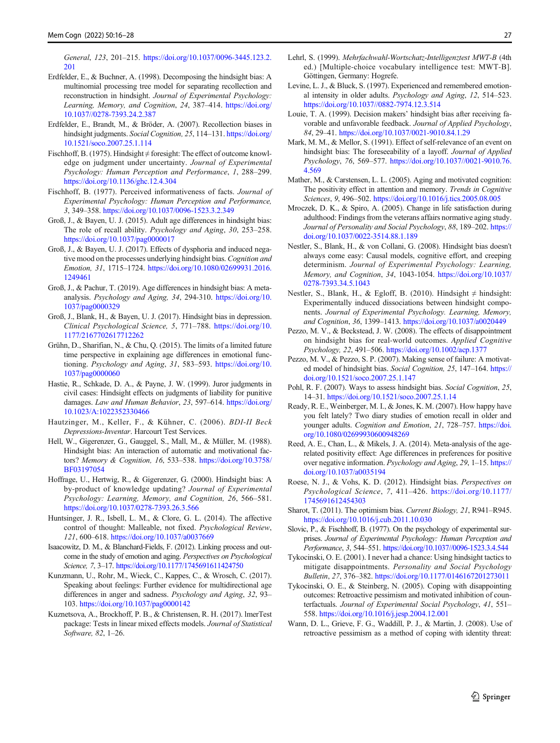General, 123, 201–215. https://doi.org/10.1037/0096-3445.123.2.201

Erdfelder, E., & Buchner, A. (1998). Decomposing the hindsight bias: A multinomial processing tree model for separating recollection and reconstruction in hindsight. *Journal of Experimental Psychology: Learning, Memory, and Cognition*, *24*, 387–414. https://doi.org/10.1037//0278-7393.24.2.387

Erdfelder, E., Brandt, M., & Bröder, A. (2007). Recollection biases in hindsight judgments. *Social Cognition, 25*, 114–131. https://doi.org/10.1521/soco.2007.25.1.114

Fischhoff, B. (1975). Hindsight ≠ foresight: The effect of outcome knowledge on judgment under uncertainty. *Journal of Experimental Psychology: Human Perception and Performance*, *1*, 288–299. https://doi.org/10.1136/ghc.12.4.304

Fischhoff, B. (1977). Perceived informativeness of facts. *Journal of Experimental Psychology: Human Perception and Performance, 3*, 349–358. https://doi.org/10.1037/0096-1523.3.2.349

Groß, J., & Bayen, U. J. (2015). Adult age differences in hindsight bias: The role of recall ability. *Psychology and Aging*, *30*, 253–258. https://doi.org/10.1037/pag0000017

Groß, J., & Bayen, U. J. (2017). Effects of dysphoria and induced negative mood on the processes underlying hindsight bias. *Cognition and Emotion, 31*, 1715–1724. https://doi.org/10.1080/02699931.2016.1249461

Groß, J., & Pachur, T. (2019). Age differences in hindsight bias: A meta-analysis. *Psychology and Aging, 34*, 294-310. https://doi.org/10.1037/pag0000329

Groß, J., Blank, H., & Bayen, U. J. (2017). Hindsight bias in depression. *Clinical Psychological Science, 5*, 771–788. https://doi.org/10.1177/2167702617712262

Grühn, D., Sharifian, N., & Chu, Q. (2015). The limits of a limited future time perspective in explaining age differences in emotional functioning. *Psychology and Aging*, *31*, 583–593. https://doi.org/10.1037/pag0000060

Hastie, R., Schkade, D. A., & Payne, J. W. (1999). Juror judgments in civil cases: Hindsight effects on judgments of liability for punitive damages. *Law and Human Behavior*, *23*, 597–614. https://doi.org/10.1023/A:1022352330466

Hautzinger, M., Keller, F., & Kühner, C. (2006). *BDI-II Beck Depressions-Inventar*. Harcourt Test Services.

Hell, W., Gigerenzer, G., Gauggel, S., Mall, M., & Müller, M. (1988). Hindsight bias: An interaction of automatic and motivational factors? *Memory & Cognition, 16*, 533–538. https://doi.org/10.3758/BF03197054

Hoffrage, U., Hertwig, R., & Gigerenzer, G. (2000). Hindsight bias: A by-product of knowledge updating? *Journal of Experimental Psychology: Learning, Memory, and Cognition, 26*, 566–581. https://doi.org/10.1037/0278-7393.26.3.566

Huntsinger, J. R., Isbell, L. M., & Clore, G. L. (2014). The affective control of thought: Malleable, not fixed. *Psychological Review*, *121*, 600–618. https://doi.org/10.1037/a0037669

Isaacowitz, D. M., & Blanchard-Fields, F. (2012). Linking process and outcome in the study of emotion and aging. *Perspectives on Psychological Science, 7*, 3–17. https://doi.org/10.1177/1745691611424750

Kunzmann, U., Rohr, M., Wieck, C., Kappes, C., & Wrosch, C. (2017). Speaking about feelings: Further evidence for multidirectional age differences in anger and sadness. *Psychology and Aging*, *32*, 93–103. https://doi.org/10.1037/pag0000142

Kuznetsova, A., Brockhoff, P. B., & Christensen, R. H. (2017). lmerTest package: Tests in linear mixed effects models. *Journal of Statistical Software, 82*, 1–26.

Lehrl, S. (1999). *Mehrfachwahl-Wortschatz-Intelligenztest MWT-B* (4th ed.) [Multiple-choice vocabulary intelligence test: MWT-B]. Göttingen, Germany: Hogrefe.

Levine, L. J., & Bluck, S. (1997). Experienced and remembered emotional intensity in older adults. *Psychology and Aging*, *12*, 514–523. https://doi.org/10.1037//0882-7974.12.3.514

Louie, T. A. (1999). Decision makers' hindsight bias after receiving favorable and unfavorable feedback. *Journal of Applied Psychology*, *84*, 29–41. https://doi.org/10.1037/0021-9010.84.1.29

Mark, M. M., & Mellor, S. (1991). Effect of self-relevance of an event on hindsight bias: The foreseeability of a layoff. *Journal of Applied Psychology*, *76*, 569–577. https://doi.org/10.1037//0021-9010.76.4.569

Mather, M., & Carstensen, L. L. (2005). Aging and motivated cognition: The positivity effect in attention and memory. *Trends in Cognitive Sciences*, *9*, 496–502. https://doi.org/10.1016/j.tics.2005.08.005

Mroczek, D. K., & Spiro, A. (2005). Change in life satisfaction during adulthood: Findings from the veterans affairs normative aging study. *Journal of Personality and Social Psychology*, *88*, 189–202. https://doi.org/10.1037/0022-3514.88.1.189

Nestler, S., Blank, H., & von Collani, G. (2008). Hindsight bias doesn't always come easy: Causal models, cognitive effort, and creeping determinism. *Journal of Experimental Psychology: Learning, Memory, and Cognition*, *34*, 1043-1054. https://doi.org/10.1037/0278-7393.34.5.1043

Nestler, S., Blank, H., & Egloff, B. (2010). Hindsight ≠ hindsight: Experimentally induced dissociations between hindsight components. *Journal of Experimental Psychology. Learning, Memory, and Cognition*, *36*, 1399–1413. https://doi.org/10.1037/a0020449

Pezzo, M. V., & Beckstead, J. W. (2008). The effects of disappointment on hindsight bias for real-world outcomes. *Applied Cognitive Psychology, 22*, 491–506. https://doi.org/10.1002/acp.1377

Pezzo, M. V., & Pezzo, S. P. (2007). Making sense of failure: A motivated model of hindsight bias. *Social Cognition, 25*, 147–164. https://doi.org/10.1521/soco.2007.25.1.147

Pohl, R. F. (2007). Ways to assess hindsight bias. *Social Cognition*, *25*, 14–31. https://doi.org/10.1521/soco.2007.25.1.14

Ready, R. E., Weinberger, M. I., & Jones, K. M. (2007). How happy have you felt lately? Two diary studies of emotion recall in older and younger adults. *Cognition and Emotion*, *21*, 728–757. https://doi.org/10.1080/02699930600948269

Reed, A. E., Chan, L., & Mikels, J. A. (2014). Meta-analysis of the age-related positivity effect: Age differences in preferences for positive over negative information. *Psychology and Aging*, *29*, 1–15. https://doi.org/10.1037/a0035194

Roese, N. J., & Vohs, K. D. (2012). Hindsight bias. *Perspectives on Psychological Science*, *7*, 411–426. https://doi.org/10.1177/1745691612454303

Sharot, T. (2011). The optimism bias. *Current Biology, 21*, R941–R945. https://doi.org/10.1016/j.cub.2011.10.030

Slovic, P., & Fischhoff, B. (1977). On the psychology of experimental surprises. *Journal of Experimental Psychology: Human Perception and Performance*, *3*, 544–551. https://doi.org/10.1037//0096-1523.3.4.544

Tykocinski, O. E. (2001). I never had a chance: Using hindsight tactics to mitigate disappointments. *Personality and Social Psychology Bulletin*, *27*, 376–382. https://doi.org/10.1177/0146167201273011

Tykocinski, O. E., & Steinberg, N. (2005). Coping with disappointing outcomes: Retroactive pessimism and motivated inhibition of counterfactuals. *Journal of Experimental Social Psychology*, *41*, 551–558. https://doi.org/10.1016/j.jesp.2004.12.001

Wann, D. L., Grieve, F. G., Waddill, P. J., & Martin, J. (2008). Use of retroactive pessimism as a method of coping with identity threat: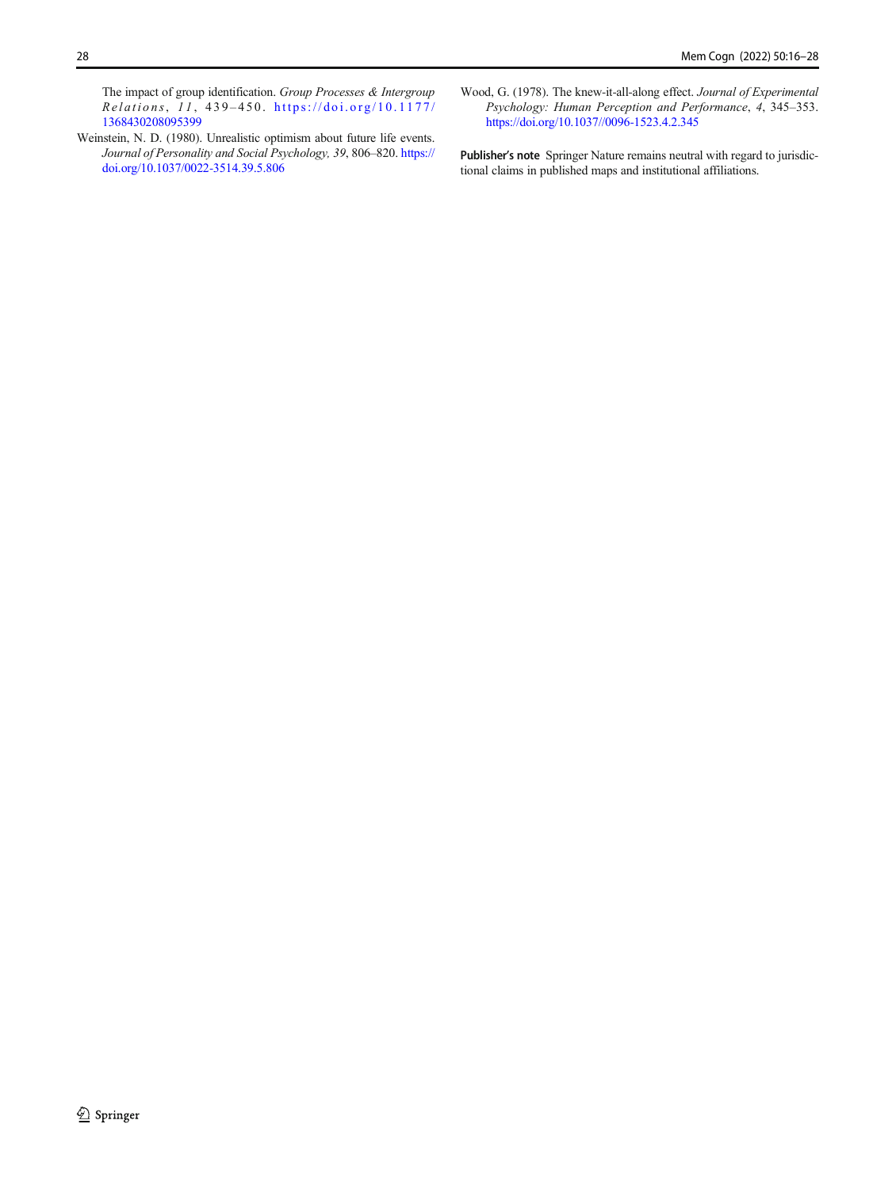The impact of group identification. *Group Processes & Intergroup Relations*, *11*, 439–450. https://doi.org/10.1177/1368430208095399

Weinstein, N. D. (1980). Unrealistic optimism about future life events. *Journal of Personality and Social Psychology, 39*, 806–820. https://doi.org/10.1037/0022-3514.39.5.806

Wood, G. (1978). The knew-it-all-along effect. *Journal of Experimental Psychology: Human Perception and Performance*, *4*, 345–353. https://doi.org/10.1037//0096-1523.4.2.345

**Publisher's note** Springer Nature remains neutral with regard to jurisdictional claims in published maps and institutional affiliations.